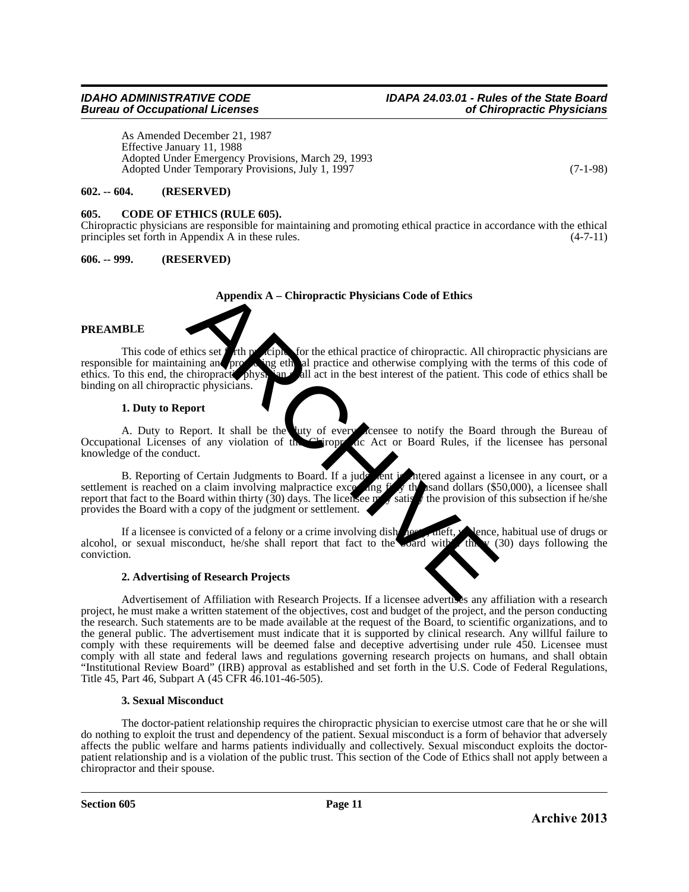As Amended December 21, 1987
Effective January 11, 1988
Adopted Under Emergency Provisions, March 29, 1993
Adopted Under Temporary Provisions, July 1, 1997 (7-1-98)

**602. -- 604. (RESERVED)**

**605. CODE OF ETHICS (RULE 605).**

Chiropractic physicians are responsible for maintaining and promoting ethical practice in accordance with the ethical principles set forth in Appendix A in these rules. (4-7-11)

**606. -- 999. (RESERVED)**

**Appendix A – Chiropractic Physicians Code of Ethics**

**PREAMBLE**

This code of ethics set forth principles for the ethical practice of chiropractic. All chiropractic physicians are responsible for maintaining and promoting ethical practice and otherwise complying with the terms of this code of ethics. To this end, the chiropractic physician shall act in the best interest of the patient. This code of ethics shall be binding on all chiropractic physicians.

**1. Duty to Report**

A. Duty to Report. It shall be the duty of every licensee to notify the Board through the Bureau of Occupational Licenses of any violation of the Chiropractic Act or Board Rules, if the licensee has personal knowledge of the conduct.

B. Reporting of Certain Judgments to Board. If a judgment is entered against a licensee in any court, or a settlement is reached on a claim involving malpractice exceeding fifty thousand dollars ($50,000), a licensee shall report that fact to the Board within thirty (30) days. The licensee may satisfy the provision of this subsection if he/she provides the Board with a copy of the judgment or settlement.

If a licensee is convicted of a felony or a crime involving dishonesty, theft, violence, habitual use of drugs or alcohol, or sexual misconduct, he/she shall report that fact to the Board within thirty (30) days following the conviction.

**2. Advertising of Research Projects**

Advertisement of Affiliation with Research Projects. If a licensee advertises any affiliation with a research project, he must make a written statement of the objectives, cost and budget of the project, and the person conducting the research. Such statements are to be made available at the request of the Board, to scientific organizations, and to the general public. The advertisement must indicate that it is supported by clinical research. Any willful failure to comply with these requirements will be deemed false and deceptive advertising under rule 450. Licensee must comply with all state and federal laws and regulations governing research projects on humans, and shall obtain "Institutional Review Board" (IRB) approval as established and set forth in the U.S. Code of Federal Regulations, Title 45, Part 46, Subpart A (45 CFR 46.101-46-505).

**3. Sexual Misconduct**

The doctor-patient relationship requires the chiropractic physician to exercise utmost care that he or she will do nothing to exploit the trust and dependency of the patient. Sexual misconduct is a form of behavior that adversely affects the public welfare and harms patients individually and collectively. Sexual misconduct exploits the doctor-patient relationship and is a violation of the public trust. This section of the Code of Ethics shall not apply between a chiropractor and their spouse.